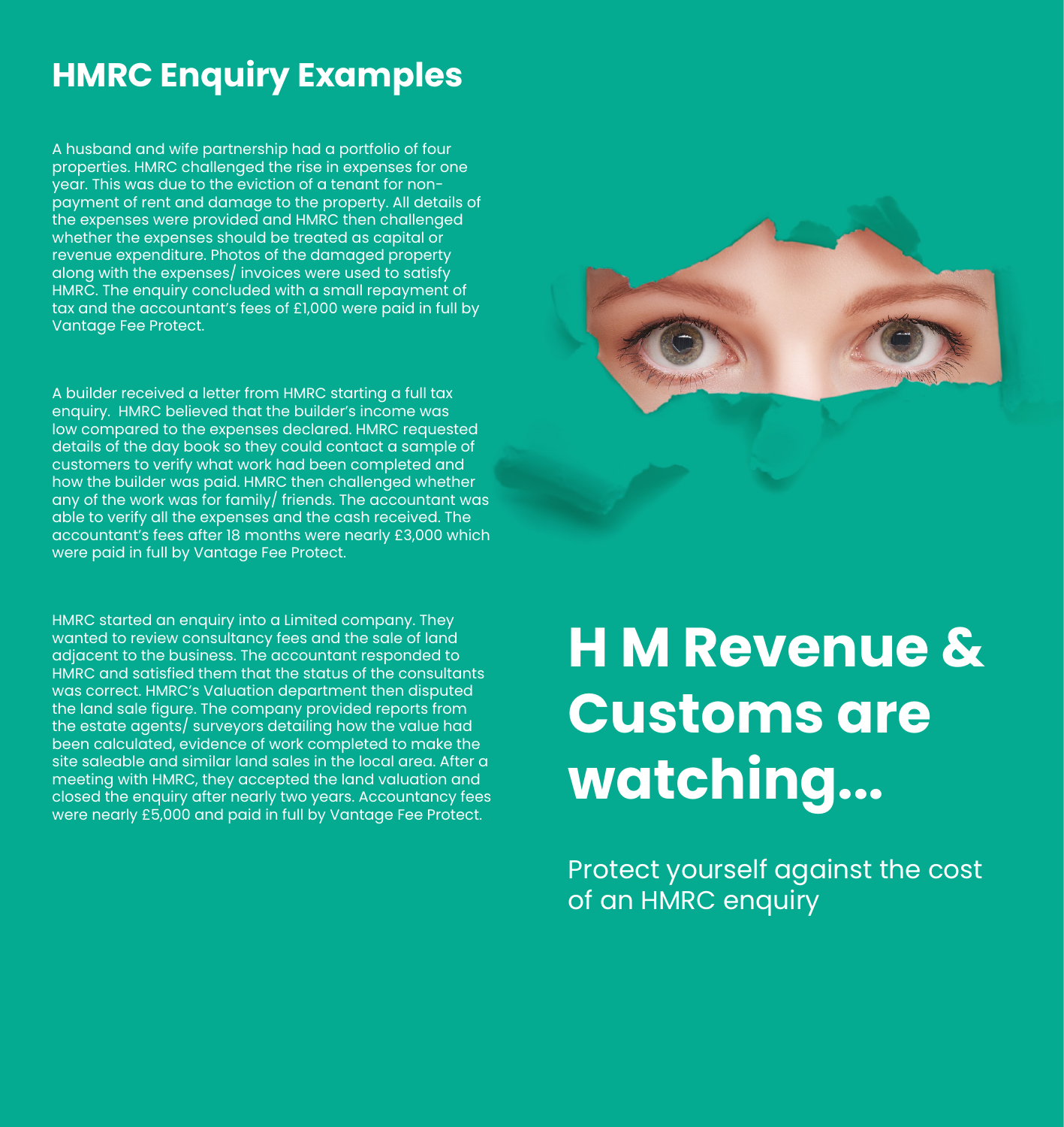# HMRC Enquiry Examples

A husband and wife partnership had a portfolio of four properties. HMRC challenged the rise in expenses for one year. This was due to the eviction of a tenant for non-payment of rent and damage to the property. All details of the expenses were provided and HMRC then challenged whether the expenses should be treated as capital or revenue expenditure. Photos of the damaged property along with the expenses/ invoices were used to satisfy HMRC. The enquiry concluded with a small repayment of tax and the accountant's fees of £1,000 were paid in full by Vantage Fee Protect.

A builder received a letter from HMRC starting a full tax enquiry. HMRC believed that the builder's income was low compared to the expenses declared. HMRC requested details of the day book so they could contact a sample of customers to verify what work had been completed and how the builder was paid. HMRC then challenged whether any of the work was for family/ friends. The accountant was able to verify all the expenses and the cash received. The accountant's fees after 18 months were nearly £3,000 which were paid in full by Vantage Fee Protect.

HMRC started an enquiry into a Limited company. They wanted to review consultancy fees and the sale of land adjacent to the business. The accountant responded to HMRC and satisfied them that the status of the consultants was correct. HMRC's Valuation department then disputed the land sale figure. The company provided reports from the estate agents/ surveyors detailing how the value had been calculated, evidence of work completed to make the site saleable and similar land sales in the local area. After a meeting with HMRC, they accepted the land valuation and closed the enquiry after nearly two years. Accountancy fees were nearly £5,000 and paid in full by Vantage Fee Protect.

# H M Revenue & Customs are watching...

Protect yourself against the cost of an HMRC enquiry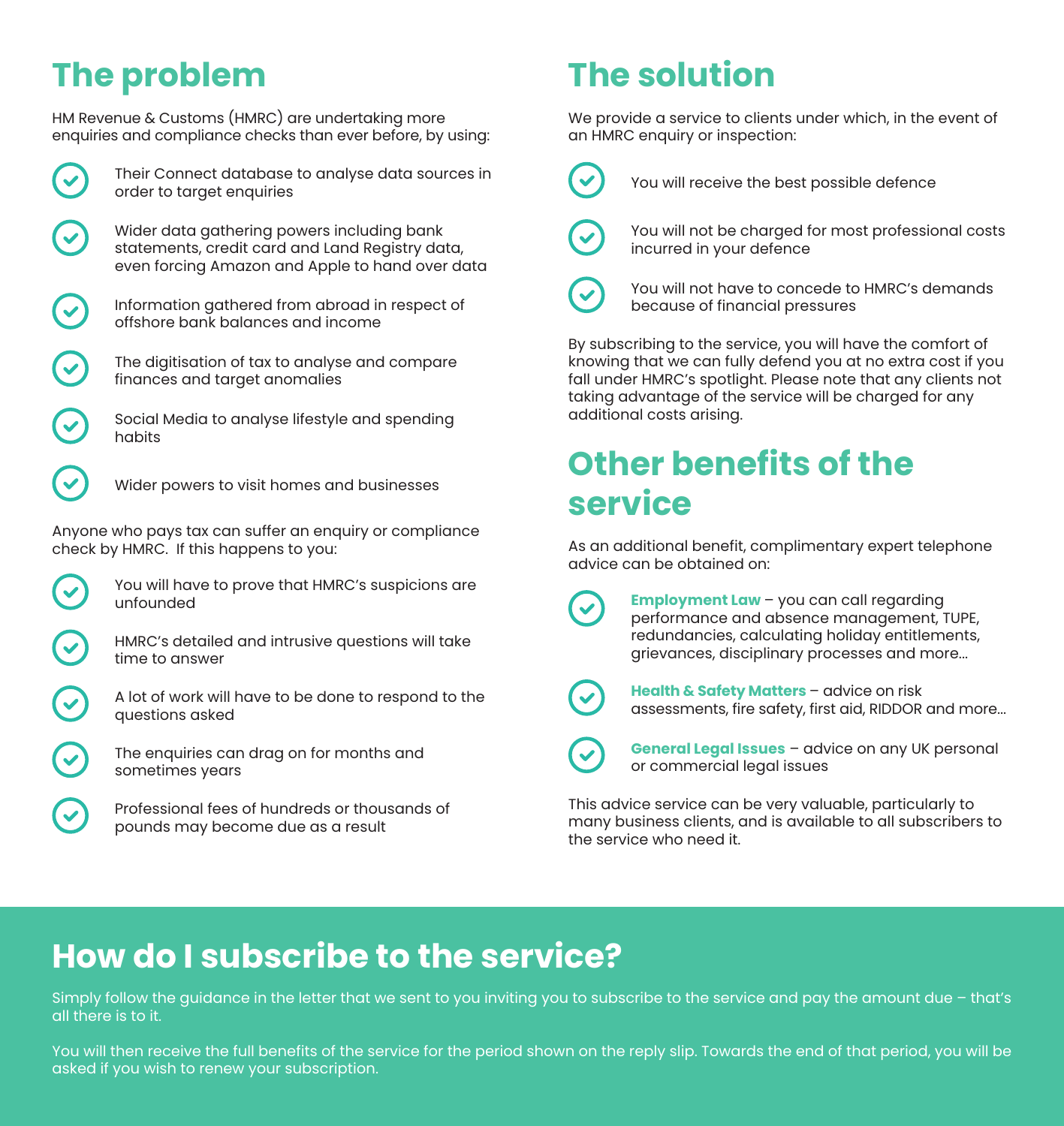## The problem

HM Revenue & Customs (HMRC) are undertaking more enquiries and compliance checks than ever before, by using:

- Their Connect database to analyse data sources in order to target enquiries
- Wider data gathering powers including bank statements, credit card and Land Registry data, even forcing Amazon and Apple to hand over data
- Information gathered from abroad in respect of offshore bank balances and income
- The digitisation of tax to analyse and compare finances and target anomalies
- Social Media to analyse lifestyle and spending habits
- Wider powers to visit homes and businesses

Anyone who pays tax can suffer an enquiry or compliance check by HMRC. If this happens to you:

- You will have to prove that HMRC's suspicions are unfounded
- HMRC's detailed and intrusive questions will take time to answer
- A lot of work will have to be done to respond to the questions asked
- The enquiries can drag on for months and sometimes years
- Professional fees of hundreds or thousands of pounds may become due as a result

## The solution

We provide a service to clients under which, in the event of an HMRC enquiry or inspection:

- You will receive the best possible defence
- You will not be charged for most professional costs incurred in your defence
- You will not have to concede to HMRC's demands because of financial pressures

By subscribing to the service, you will have the comfort of knowing that we can fully defend you at no extra cost if you fall under HMRC's spotlight. Please note that any clients not taking advantage of the service will be charged for any additional costs arising.

## Other benefits of the service

As an additional benefit, complimentary expert telephone advice can be obtained on:

- **Employment Law** – you can call regarding performance and absence management, TUPE, redundancies, calculating holiday entitlements, grievances, disciplinary processes and more...
- **Health & Safety Matters** – advice on risk assessments, fire safety, first aid, RIDDOR and more...
- **General Legal Issues** – advice on any UK personal or commercial legal issues

This advice service can be very valuable, particularly to many business clients, and is available to all subscribers to the service who need it.

## How do I subscribe to the service?

Simply follow the guidance in the letter that we sent to you inviting you to subscribe to the service and pay the amount due – that's all there is to it.

You will then receive the full benefits of the service for the period shown on the reply slip. Towards the end of that period, you will be asked if you wish to renew your subscription.